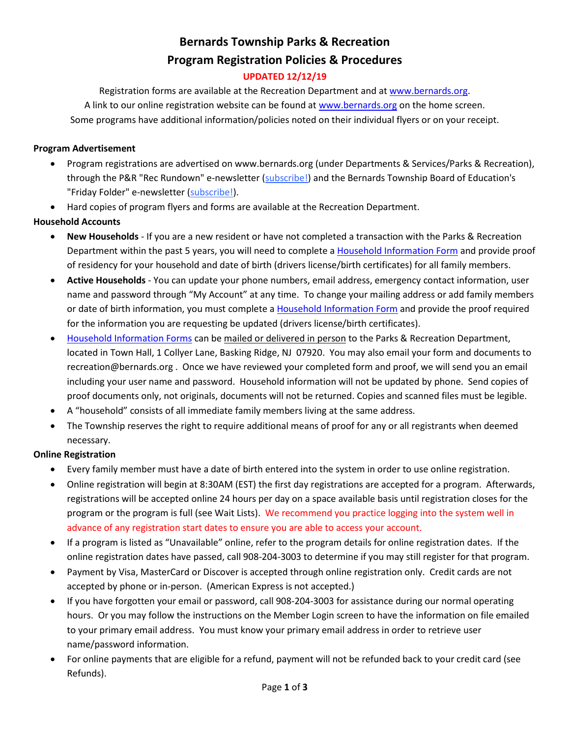# Bernards Township Parks & Recreation

## Program Registration Policies & Procedures

**UPDATED 12/12/19**

Registration forms are available at the Recreation Department and at www.bernards.org.

A link to our online registration website can be found at www.bernards.org on the home screen.

Some programs have additional information/policies noted on their individual flyers or on your receipt.

### Program Advertisement

- Program registrations are advertised on www.bernards.org (under Departments & Services/Parks & Recreation), through the P&R "Rec Rundown" e-newsletter (subscribe!) and the Bernards Township Board of Education's "Friday Folder" e-newsletter (subscribe!).
- Hard copies of program flyers and forms are available at the Recreation Department.

### Household Accounts

- **New Households** - If you are a new resident or have not completed a transaction with the Parks & Recreation Department within the past 5 years, you will need to complete a Household Information Form and provide proof of residency for your household and date of birth (drivers license/birth certificates) for all family members.
- **Active Households** - You can update your phone numbers, email address, emergency contact information, user name and password through "My Account" at any time. To change your mailing address or add family members or date of birth information, you must complete a Household Information Form and provide the proof required for the information you are requesting be updated (drivers license/birth certificates).
- Household Information Forms can be mailed or delivered in person to the Parks & Recreation Department, located in Town Hall, 1 Collyer Lane, Basking Ridge, NJ 07920. You may also email your form and documents to recreation@bernards.org . Once we have reviewed your completed form and proof, we will send you an email including your user name and password. Household information will not be updated by phone. Send copies of proof documents only, not originals, documents will not be returned. Copies and scanned files must be legible.
- A "household" consists of all immediate family members living at the same address.
- The Township reserves the right to require additional means of proof for any or all registrants when deemed necessary.

### Online Registration

- Every family member must have a date of birth entered into the system in order to use online registration.
- Online registration will begin at 8:30AM (EST) the first day registrations are accepted for a program. Afterwards, registrations will be accepted online 24 hours per day on a space available basis until registration closes for the program or the program is full (see Wait Lists). We recommend you practice logging into the system well in advance of any registration start dates to ensure you are able to access your account.
- If a program is listed as "Unavailable" online, refer to the program details for online registration dates. If the online registration dates have passed, call 908-204-3003 to determine if you may still register for that program.
- Payment by Visa, MasterCard or Discover is accepted through online registration only. Credit cards are not accepted by phone or in-person. (American Express is not accepted.)
- If you have forgotten your email or password, call 908-204-3003 for assistance during our normal operating hours. Or you may follow the instructions on the Member Login screen to have the information on file emailed to your primary email address. You must know your primary email address in order to retrieve user name/password information.
- For online payments that are eligible for a refund, payment will not be refunded back to your credit card (see Refunds).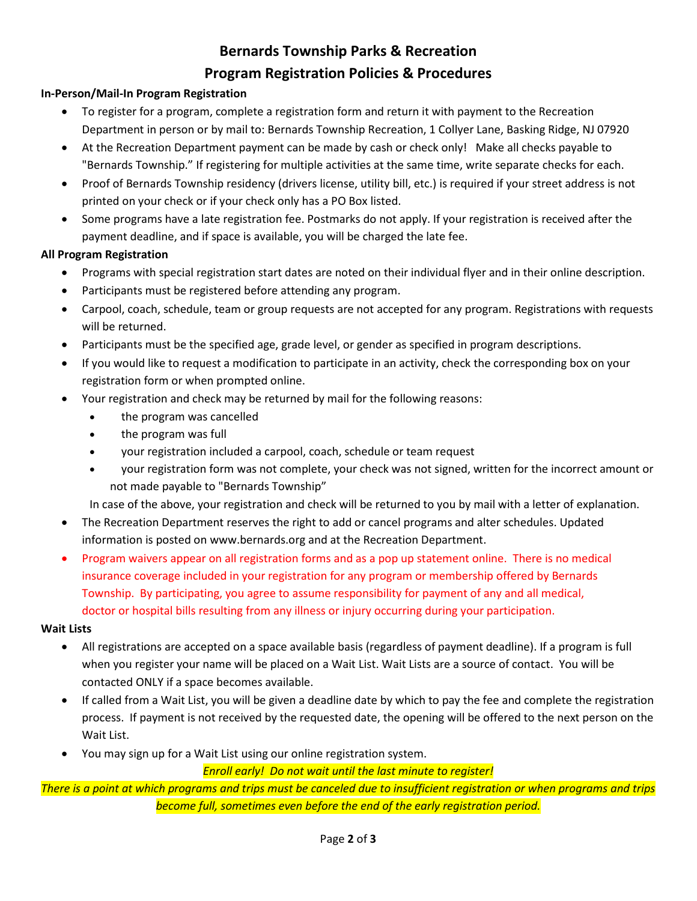# Bernards Township Parks & Recreation

## Program Registration Policies & Procedures

**In-Person/Mail-In Program Registration**

- To register for a program, complete a registration form and return it with payment to the Recreation Department in person or by mail to: Bernards Township Recreation, 1 Collyer Lane, Basking Ridge, NJ 07920
- At the Recreation Department payment can be made by cash or check only! Make all checks payable to "Bernards Township." If registering for multiple activities at the same time, write separate checks for each.
- Proof of Bernards Township residency (drivers license, utility bill, etc.) is required if your street address is not printed on your check or if your check only has a PO Box listed.
- Some programs have a late registration fee. Postmarks do not apply. If your registration is received after the payment deadline, and if space is available, you will be charged the late fee.

**All Program Registration**

- Programs with special registration start dates are noted on their individual flyer and in their online description.
- Participants must be registered before attending any program.
- Carpool, coach, schedule, team or group requests are not accepted for any program. Registrations with requests will be returned.
- Participants must be the specified age, grade level, or gender as specified in program descriptions.
- If you would like to request a modification to participate in an activity, check the corresponding box on your registration form or when prompted online.
- Your registration and check may be returned by mail for the following reasons:
  - the program was cancelled
  - the program was full
  - your registration included a carpool, coach, schedule or team request
  - your registration form was not complete, your check was not signed, written for the incorrect amount or not made payable to "Bernards Township"

  In case of the above, your registration and check will be returned to you by mail with a letter of explanation.
- The Recreation Department reserves the right to add or cancel programs and alter schedules. Updated information is posted on www.bernards.org and at the Recreation Department.
- Program waivers appear on all registration forms and as a pop up statement online. There is no medical insurance coverage included in your registration for any program or membership offered by Bernards Township. By participating, you agree to assume responsibility for payment of any and all medical, doctor or hospital bills resulting from any illness or injury occurring during your participation.

**Wait Lists**

- All registrations are accepted on a space available basis (regardless of payment deadline). If a program is full when you register your name will be placed on a Wait List. Wait Lists are a source of contact. You will be contacted ONLY if a space becomes available.
- If called from a Wait List, you will be given a deadline date by which to pay the fee and complete the registration process. If payment is not received by the requested date, the opening will be offered to the next person on the Wait List.
- You may sign up for a Wait List using our online registration system.

*Enroll early! Do not wait until the last minute to register!*

*There is a point at which programs and trips must be canceled due to insufficient registration or when programs and trips become full, sometimes even before the end of the early registration period.*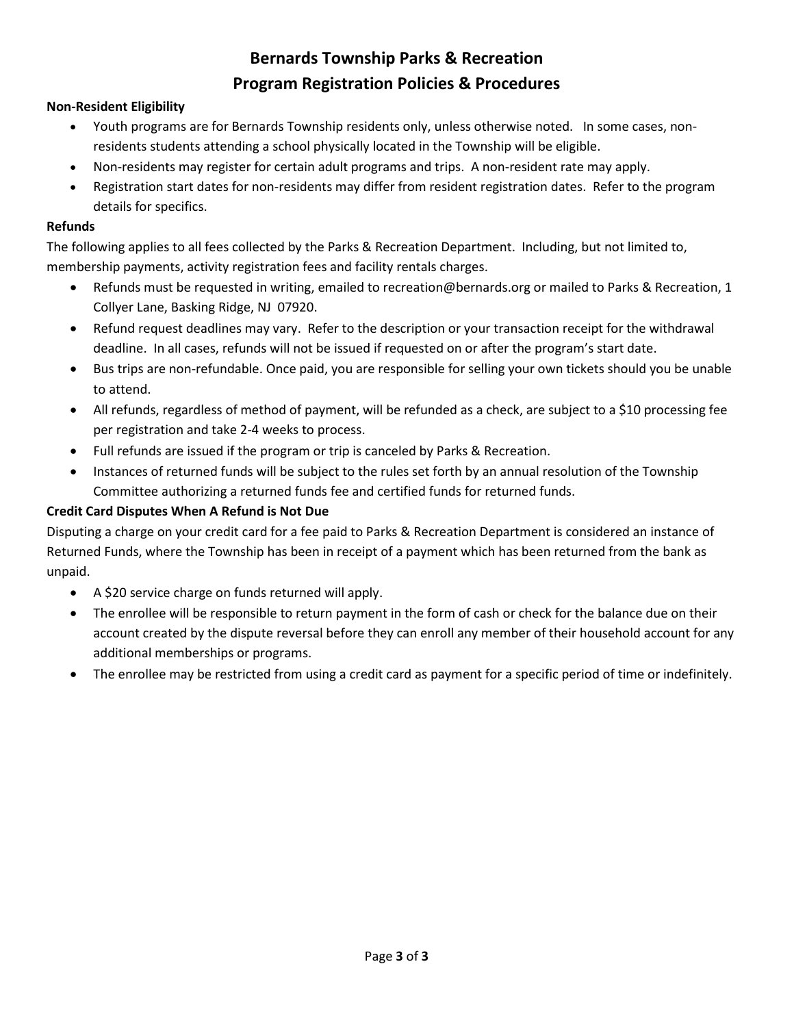# Bernards Township Parks & Recreation
# Program Registration Policies & Procedures

**Non-Resident Eligibility**

- Youth programs are for Bernards Township residents only, unless otherwise noted. In some cases, non-residents students attending a school physically located in the Township will be eligible.
- Non-residents may register for certain adult programs and trips. A non-resident rate may apply.
- Registration start dates for non-residents may differ from resident registration dates. Refer to the program details for specifics.

**Refunds**

The following applies to all fees collected by the Parks & Recreation Department. Including, but not limited to, membership payments, activity registration fees and facility rentals charges.

- Refunds must be requested in writing, emailed to recreation@bernards.org or mailed to Parks & Recreation, 1 Collyer Lane, Basking Ridge, NJ 07920.
- Refund request deadlines may vary. Refer to the description or your transaction receipt for the withdrawal deadline. In all cases, refunds will not be issued if requested on or after the program's start date.
- Bus trips are non-refundable. Once paid, you are responsible for selling your own tickets should you be unable to attend.
- All refunds, regardless of method of payment, will be refunded as a check, are subject to a $10 processing fee per registration and take 2-4 weeks to process.
- Full refunds are issued if the program or trip is canceled by Parks & Recreation.
- Instances of returned funds will be subject to the rules set forth by an annual resolution of the Township Committee authorizing a returned funds fee and certified funds for returned funds.

**Credit Card Disputes When A Refund is Not Due**

Disputing a charge on your credit card for a fee paid to Parks & Recreation Department is considered an instance of Returned Funds, where the Township has been in receipt of a payment which has been returned from the bank as unpaid.

- A $20 service charge on funds returned will apply.
- The enrollee will be responsible to return payment in the form of cash or check for the balance due on their account created by the dispute reversal before they can enroll any member of their household account for any additional memberships or programs.
- The enrollee may be restricted from using a credit card as payment for a specific period of time or indefinitely.